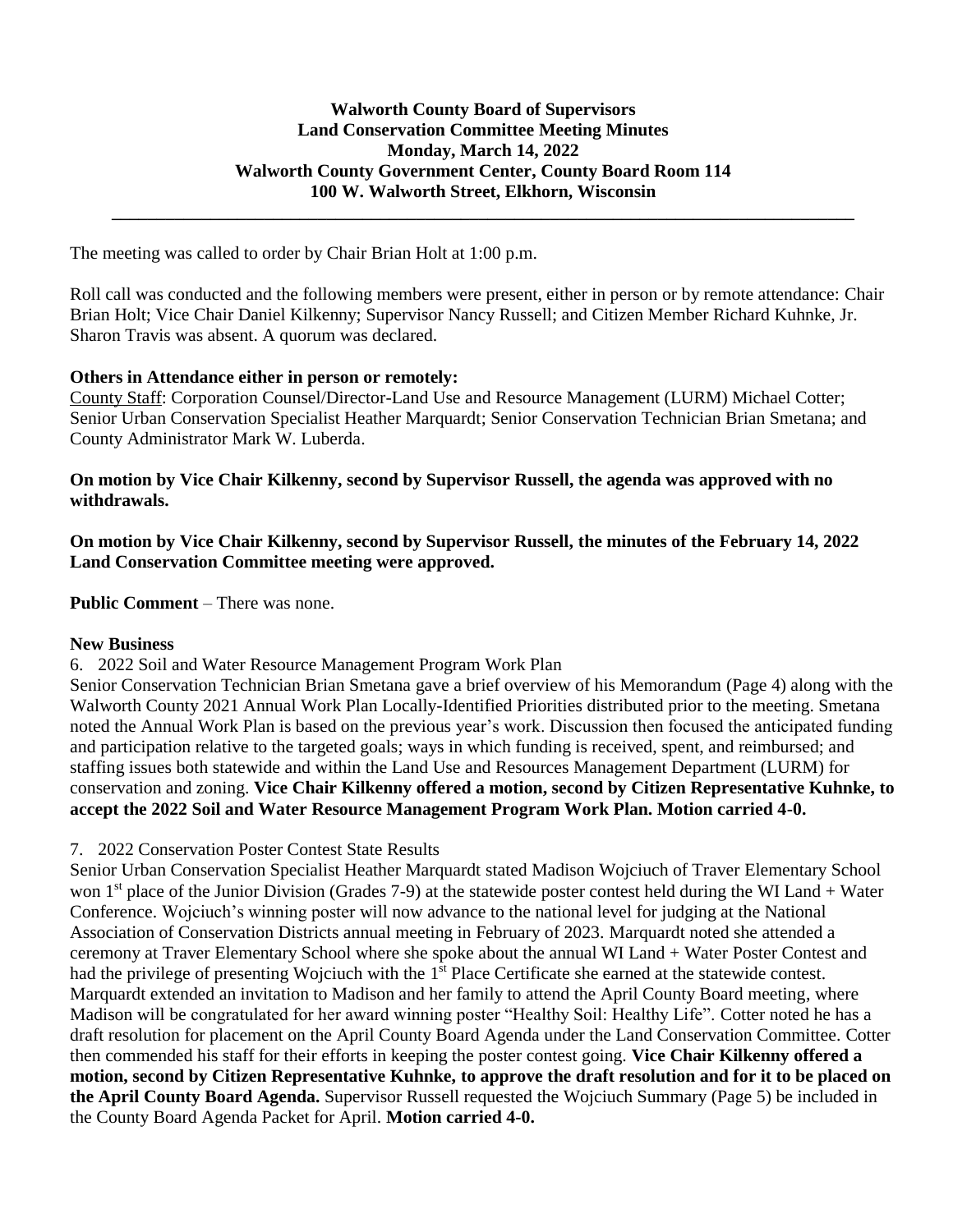**Walworth County Board of Supervisors**
**Land Conservation Committee Meeting Minutes**
**Monday, March 14, 2022**
**Walworth County Government Center, County Board Room 114**
**100 W. Walworth Street, Elkhorn, Wisconsin**

---

The meeting was called to order by Chair Brian Holt at 1:00 p.m.

Roll call was conducted and the following members were present, either in person or by remote attendance: Chair Brian Holt; Vice Chair Daniel Kilkenny; Supervisor Nancy Russell; and Citizen Member Richard Kuhnke, Jr. Sharon Travis was absent. A quorum was declared.

**Others in Attendance either in person or remotely:**
County Staff: Corporation Counsel/Director-Land Use and Resource Management (LURM) Michael Cotter; Senior Urban Conservation Specialist Heather Marquardt; Senior Conservation Technician Brian Smetana; and County Administrator Mark W. Luberda.

**On motion by Vice Chair Kilkenny, second by Supervisor Russell, the agenda was approved with no withdrawals.**

**On motion by Vice Chair Kilkenny, second by Supervisor Russell, the minutes of the February 14, 2022 Land Conservation Committee meeting were approved.**

**Public Comment** – There was none.

**New Business**

6. 2022 Soil and Water Resource Management Program Work Plan

Senior Conservation Technician Brian Smetana gave a brief overview of his Memorandum (Page 4) along with the Walworth County 2021 Annual Work Plan Locally-Identified Priorities distributed prior to the meeting. Smetana noted the Annual Work Plan is based on the previous year's work. Discussion then focused the anticipated funding and participation relative to the targeted goals; ways in which funding is received, spent, and reimbursed; and staffing issues both statewide and within the Land Use and Resources Management Department (LURM) for conservation and zoning. **Vice Chair Kilkenny offered a motion, second by Citizen Representative Kuhnke, to accept the 2022 Soil and Water Resource Management Program Work Plan. Motion carried 4-0.**

7. 2022 Conservation Poster Contest State Results

Senior Urban Conservation Specialist Heather Marquardt stated Madison Wojciuch of Traver Elementary School won 1st place of the Junior Division (Grades 7-9) at the statewide poster contest held during the WI Land + Water Conference. Wojciuch's winning poster will now advance to the national level for judging at the National Association of Conservation Districts annual meeting in February of 2023. Marquardt noted she attended a ceremony at Traver Elementary School where she spoke about the annual WI Land + Water Poster Contest and had the privilege of presenting Wojciuch with the 1st Place Certificate she earned at the statewide contest. Marquardt extended an invitation to Madison and her family to attend the April County Board meeting, where Madison will be congratulated for her award winning poster "Healthy Soil: Healthy Life". Cotter noted he has a draft resolution for placement on the April County Board Agenda under the Land Conservation Committee. Cotter then commended his staff for their efforts in keeping the poster contest going. **Vice Chair Kilkenny offered a motion, second by Citizen Representative Kuhnke, to approve the draft resolution and for it to be placed on the April County Board Agenda.** Supervisor Russell requested the Wojciuch Summary (Page 5) be included in the County Board Agenda Packet for April. **Motion carried 4-0.**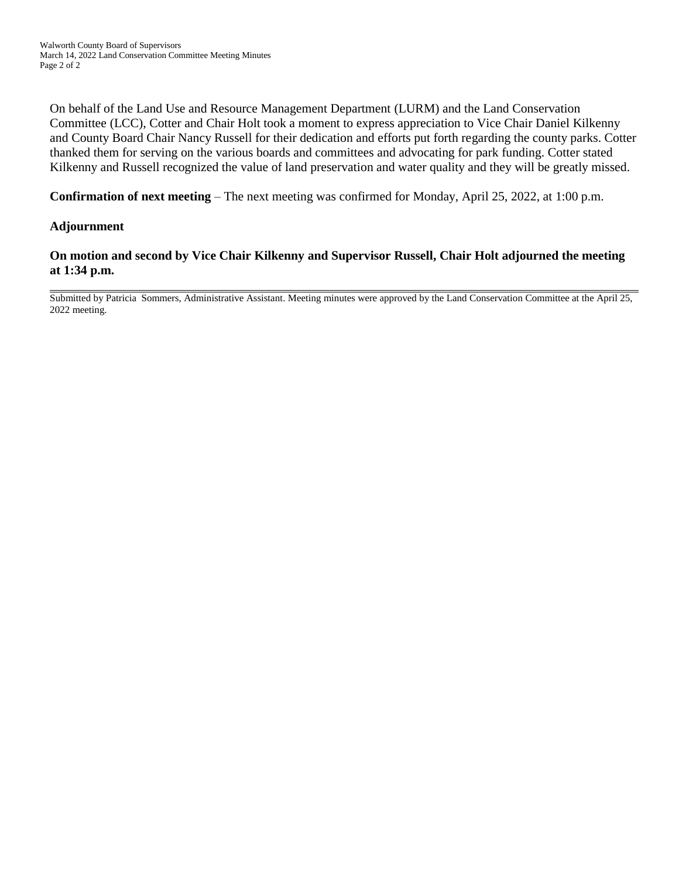On behalf of the Land Use and Resource Management Department (LURM) and the Land Conservation Committee (LCC), Cotter and Chair Holt took a moment to express appreciation to Vice Chair Daniel Kilkenny and County Board Chair Nancy Russell for their dedication and efforts put forth regarding the county parks. Cotter thanked them for serving on the various boards and committees and advocating for park funding. Cotter stated Kilkenny and Russell recognized the value of land preservation and water quality and they will be greatly missed.

**Confirmation of next meeting** – The next meeting was confirmed for Monday, April 25, 2022, at 1:00 p.m.

**Adjournment**

**On motion and second by Vice Chair Kilkenny and Supervisor Russell, Chair Holt adjourned the meeting at 1:34 p.m.**

---

Submitted by Patricia Sommers, Administrative Assistant. Meeting minutes were approved by the Land Conservation Committee at the April 25, 2022 meeting.